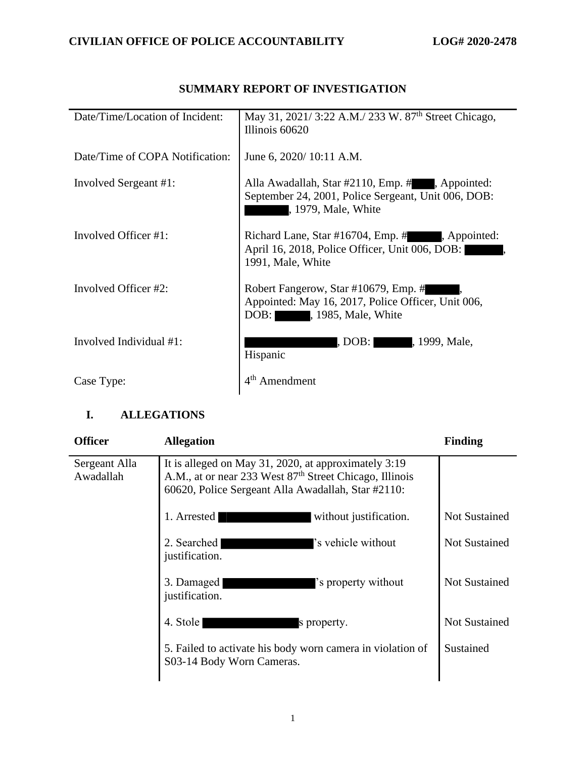**CIVILIAN OFFICE OF POLICE ACCOUNTABILITY** **LOG# 2020-2478**

# SUMMARY REPORT OF INVESTIGATION

| | |
|---|---|
| Date/Time/Location of Incident: | May 31, 2021/ 3:22 A.M./ 233 W. 87th Street Chicago, Illinois 60620 |
| Date/Time of COPA Notification: | June 6, 2020/ 10:11 A.M. |
| Involved Sergeant #1: | Alla Awadallah, Star #2110, Emp. #█████, Appointed: September 24, 2001, Police Sergeant, Unit 006, DOB: ██████, 1979, Male, White |
| Involved Officer #1: | Richard Lane, Star #16704, Emp. #██████, Appointed: April 16, 2018, Police Officer, Unit 006, DOB: ██████, 1991, Male, White |
| Involved Officer #2: | Robert Fangerow, Star #10679, Emp. #██████, Appointed: May 16, 2017, Police Officer, Unit 006, DOB: ██████, 1985, Male, White |
| Involved Individual #1: | ██████████████, DOB: ██████, 1999, Male, Hispanic |
| Case Type: | 4th Amendment |

## I. ALLEGATIONS

| Officer | Allegation | Finding |
|---|---|---|
| Sergeant Alla Awadallah | It is alleged on May 31, 2020, at approximately 3:19 A.M., at or near 233 West 87th Street Chicago, Illinois 60620, Police Sergeant Alla Awadallah, Star #2110: | |
| | 1. Arrested ██████████████ without justification. | Not Sustained |
| | 2. Searched ██████████████'s vehicle without justification. | Not Sustained |
| | 3. Damaged ██████████████'s property without justification. | Not Sustained |
| | 4. Stole ██████████████s property. | Not Sustained |
| | 5. Failed to activate his body worn camera in violation of S03-14 Body Worn Cameras. | Sustained |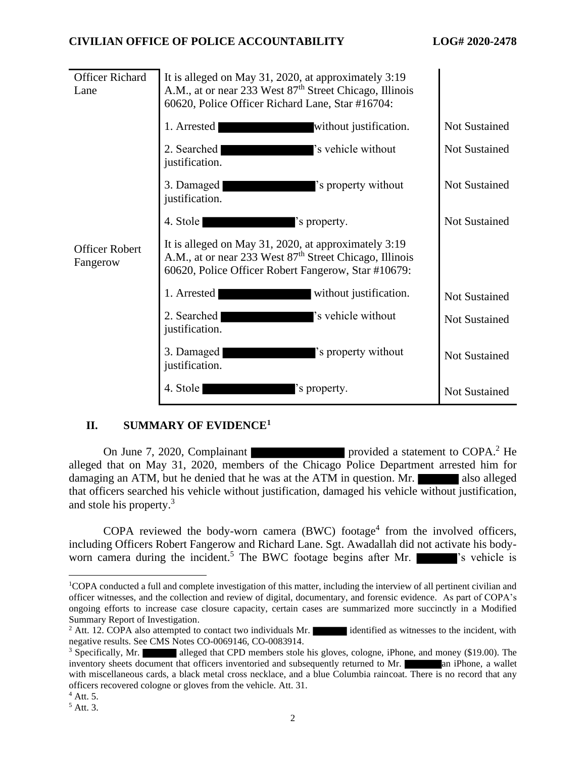| | | |
|---|---|---|
| Officer Richard Lane | It is alleged on May 31, 2020, at approximately 3:19 A.M., at or near 233 West 87[th] Street Chicago, Illinois 60620, Police Officer Richard Lane, Star #16704: | |
| | 1. Arrested ██████ without justification. | Not Sustained |
| | 2. Searched ██████'s vehicle without justification. | Not Sustained |
| | 3. Damaged ██████'s property without justification. | Not Sustained |
| | 4. Stole ██████'s property. | Not Sustained |
| Officer Robert Fangerow | It is alleged on May 31, 2020, at approximately 3:19 A.M., at or near 233 West 87[th] Street Chicago, Illinois 60620, Police Officer Robert Fangerow, Star #10679: | |
| | 1. Arrested ██████ without justification. | Not Sustained |
| | 2. Searched ██████'s vehicle without justification. | Not Sustained |
| | 3. Damaged ██████'s property without justification. | Not Sustained |
| | 4. Stole ██████'s property. | Not Sustained |

## II. SUMMARY OF EVIDENCE[1]

On June 7, 2020, Complainant ██████ provided a statement to COPA.[2] He alleged that on May 31, 2020, members of the Chicago Police Department arrested him for damaging an ATM, but he denied that he was at the ATM in question. Mr. ██████ also alleged that officers searched his vehicle without justification, damaged his vehicle without justification, and stole his property.[3]

COPA reviewed the body-worn camera (BWC) footage[4] from the involved officers, including Officers Robert Fangerow and Richard Lane. Sgt. Awadallah did not activate his body-worn camera during the incident.[5] The BWC footage begins after Mr. ██████'s vehicle is

---

[1] COPA conducted a full and complete investigation of this matter, including the interview of all pertinent civilian and officer witnesses, and the collection and review of digital, documentary, and forensic evidence. As part of COPA's ongoing efforts to increase case closure capacity, certain cases are summarized more succinctly in a Modified Summary Report of Investigation.

[2] Att. 12. COPA also attempted to contact two individuals Mr. ██████ identified as witnesses to the incident, with negative results. See CMS Notes CO-0069146, CO-0083914.

[3] Specifically, Mr. ██████ alleged that CPD members stole his gloves, cologne, iPhone, and money ($19.00). The inventory sheets document that officers inventoried and subsequently returned to Mr. ██████ an iPhone, a wallet with miscellaneous cards, a black metal cross necklace, and a blue Columbia raincoat. There is no record that any officers recovered cologne or gloves from the vehicle. Att. 31.

[4] Att. 5.

[5] Att. 3.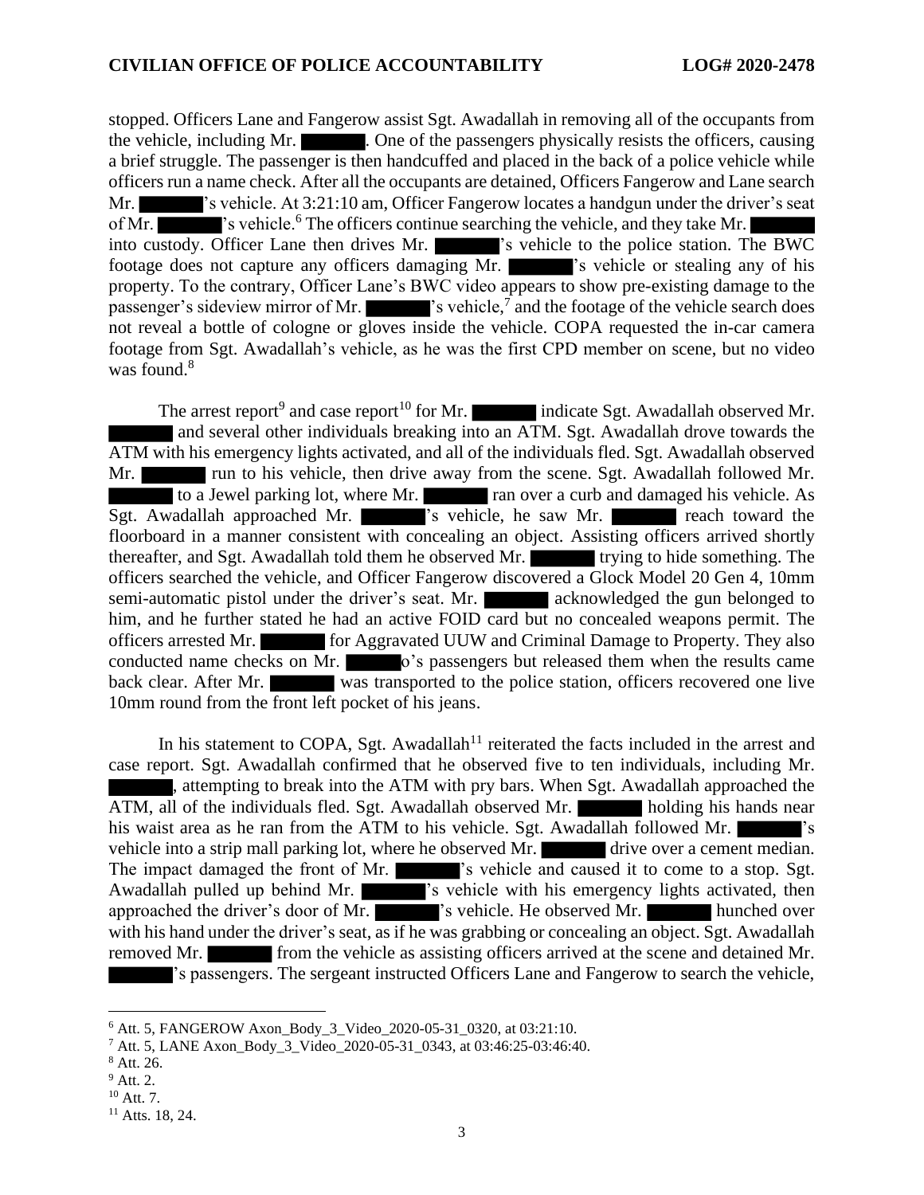stopped. Officers Lane and Fangerow assist Sgt. Awadallah in removing all of the occupants from the vehicle, including Mr. ████. One of the passengers physically resists the officers, causing a brief struggle. The passenger is then handcuffed and placed in the back of a police vehicle while officers run a name check. After all the occupants are detained, Officers Fangerow and Lane search Mr. ████'s vehicle. At 3:21:10 am, Officer Fangerow locates a handgun under the driver's seat of Mr. ████'s vehicle.[6] The officers continue searching the vehicle, and they take Mr. ████ into custody. Officer Lane then drives Mr. ████'s vehicle to the police station. The BWC footage does not capture any officers damaging Mr. ████'s vehicle or stealing any of his property. To the contrary, Officer Lane's BWC video appears to show pre-existing damage to the passenger's sideview mirror of Mr. ████'s vehicle,[7] and the footage of the vehicle search does not reveal a bottle of cologne or gloves inside the vehicle. COPA requested the in-car camera footage from Sgt. Awadallah's vehicle, as he was the first CPD member on scene, but no video was found.[8]

The arrest report[9] and case report[10] for Mr. ████ indicate Sgt. Awadallah observed Mr. ████ and several other individuals breaking into an ATM. Sgt. Awadallah drove towards the ATM with his emergency lights activated, and all of the individuals fled. Sgt. Awadallah observed Mr. ████ run to his vehicle, then drive away from the scene. Sgt. Awadallah followed Mr. ████ to a Jewel parking lot, where Mr. ████ ran over a curb and damaged his vehicle. As Sgt. Awadallah approached Mr. ████'s vehicle, he saw Mr. ████ reach toward the floorboard in a manner consistent with concealing an object. Assisting officers arrived shortly thereafter, and Sgt. Awadallah told them he observed Mr. ████ trying to hide something. The officers searched the vehicle, and Officer Fangerow discovered a Glock Model 20 Gen 4, 10mm semi-automatic pistol under the driver's seat. Mr. ████ acknowledged the gun belonged to him, and he further stated he had an active FOID card but no concealed weapons permit. The officers arrested Mr. ████ for Aggravated UUW and Criminal Damage to Property. They also conducted name checks on Mr. ████o's passengers but released them when the results came back clear. After Mr. ████ was transported to the police station, officers recovered one live 10mm round from the front left pocket of his jeans.

In his statement to COPA, Sgt. Awadallah[11] reiterated the facts included in the arrest and case report. Sgt. Awadallah confirmed that he observed five to ten individuals, including Mr. ████, attempting to break into the ATM with pry bars. When Sgt. Awadallah approached the ATM, all of the individuals fled. Sgt. Awadallah observed Mr. ████ holding his hands near his waist area as he ran from the ATM to his vehicle. Sgt. Awadallah followed Mr. ████'s vehicle into a strip mall parking lot, where he observed Mr. ████ drive over a cement median. The impact damaged the front of Mr. ████'s vehicle and caused it to come to a stop. Sgt. Awadallah pulled up behind Mr. ████'s vehicle with his emergency lights activated, then approached the driver's door of Mr. ████'s vehicle. He observed Mr. ████ hunched over with his hand under the driver's seat, as if he was grabbing or concealing an object. Sgt. Awadallah removed Mr. ████ from the vehicle as assisting officers arrived at the scene and detained Mr. ████'s passengers. The sergeant instructed Officers Lane and Fangerow to search the vehicle,

---

[6] Att. 5, FANGEROW Axon_Body_3_Video_2020-05-31_0320, at 03:21:10.

[7] Att. 5, LANE Axon_Body_3_Video_2020-05-31_0343, at 03:46:25-03:46:40.

[8] Att. 26.

[9] Att. 2.

[10] Att. 7.

[11] Atts. 18, 24.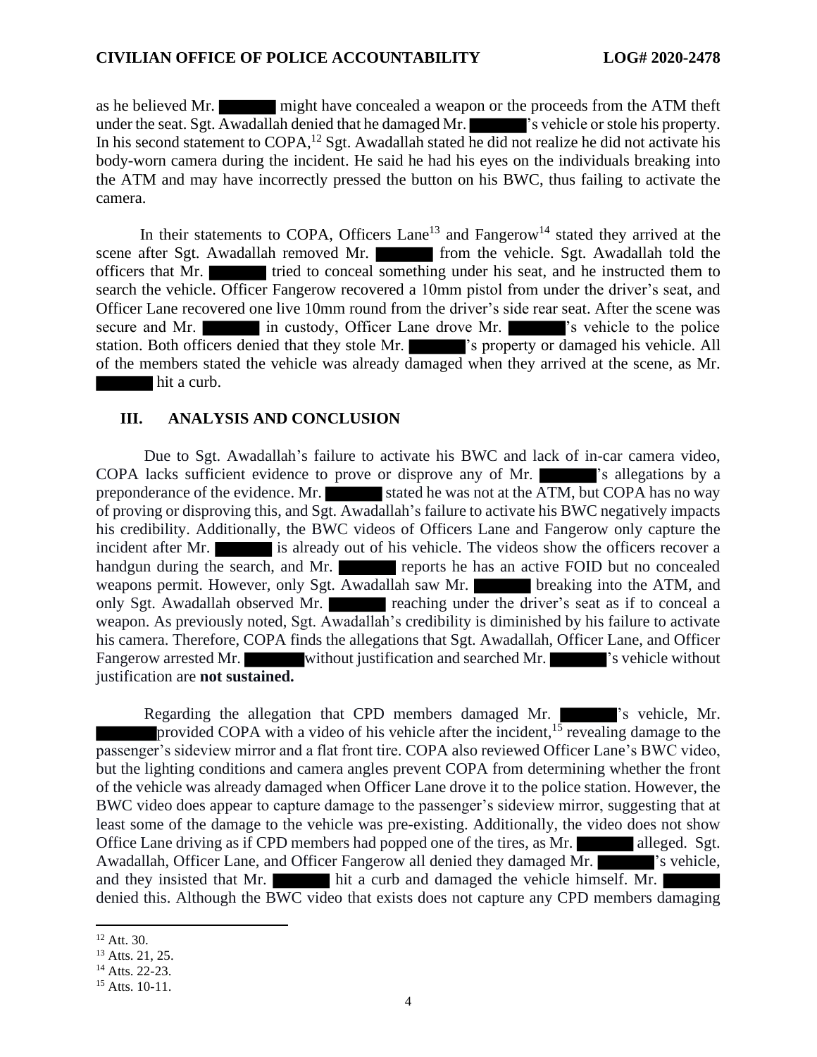as he believed Mr. ██████ might have concealed a weapon or the proceeds from the ATM theft under the seat. Sgt. Awadallah denied that he damaged Mr. ██████'s vehicle or stole his property. In his second statement to COPA,[12] Sgt. Awadallah stated he did not realize he did not activate his body-worn camera during the incident. He said he had his eyes on the individuals breaking into the ATM and may have incorrectly pressed the button on his BWC, thus failing to activate the camera.

In their statements to COPA, Officers Lane[13] and Fangerow[14] stated they arrived at the scene after Sgt. Awadallah removed Mr. ██████ from the vehicle. Sgt. Awadallah told the officers that Mr. ██████ tried to conceal something under his seat, and he instructed them to search the vehicle. Officer Fangerow recovered a 10mm pistol from under the driver's seat, and Officer Lane recovered one live 10mm round from the driver's side rear seat. After the scene was secure and Mr. ██████ in custody, Officer Lane drove Mr. ██████'s vehicle to the police station. Both officers denied that they stole Mr. ██████'s property or damaged his vehicle. All of the members stated the vehicle was already damaged when they arrived at the scene, as Mr. ██████ hit a curb.

## III. ANALYSIS AND CONCLUSION

Due to Sgt. Awadallah's failure to activate his BWC and lack of in-car camera video, COPA lacks sufficient evidence to prove or disprove any of Mr. ██████'s allegations by a preponderance of the evidence. Mr. ██████ stated he was not at the ATM, but COPA has no way of proving or disproving this, and Sgt. Awadallah's failure to activate his BWC negatively impacts his credibility. Additionally, the BWC videos of Officers Lane and Fangerow only capture the incident after Mr. ██████ is already out of his vehicle. The videos show the officers recover a handgun during the search, and Mr. ██████ reports he has an active FOID but no concealed weapons permit. However, only Sgt. Awadallah saw Mr. ██████ breaking into the ATM, and only Sgt. Awadallah observed Mr. ██████ reaching under the driver's seat as if to conceal a weapon. As previously noted, Sgt. Awadallah's credibility is diminished by his failure to activate his camera. Therefore, COPA finds the allegations that Sgt. Awadallah, Officer Lane, and Officer Fangerow arrested Mr. ██████ without justification and searched Mr. ██████'s vehicle without justification are **not sustained.**

Regarding the allegation that CPD members damaged Mr. ██████'s vehicle, Mr. ██████ provided COPA with a video of his vehicle after the incident,[15] revealing damage to the passenger's sideview mirror and a flat front tire. COPA also reviewed Officer Lane's BWC video, but the lighting conditions and camera angles prevent COPA from determining whether the front of the vehicle was already damaged when Officer Lane drove it to the police station. However, the BWC video does appear to capture damage to the passenger's sideview mirror, suggesting that at least some of the damage to the vehicle was pre-existing. Additionally, the video does not show Office Lane driving as if CPD members had popped one of the tires, as Mr. ██████ alleged. Sgt. Awadallah, Officer Lane, and Officer Fangerow all denied they damaged Mr. ██████'s vehicle, and they insisted that Mr. ██████ hit a curb and damaged the vehicle himself. Mr. ██████ denied this. Although the BWC video that exists does not capture any CPD members damaging

---

[12] Att. 30.

[13] Atts. 21, 25.

[14] Atts. 22-23.

[15] Atts. 10-11.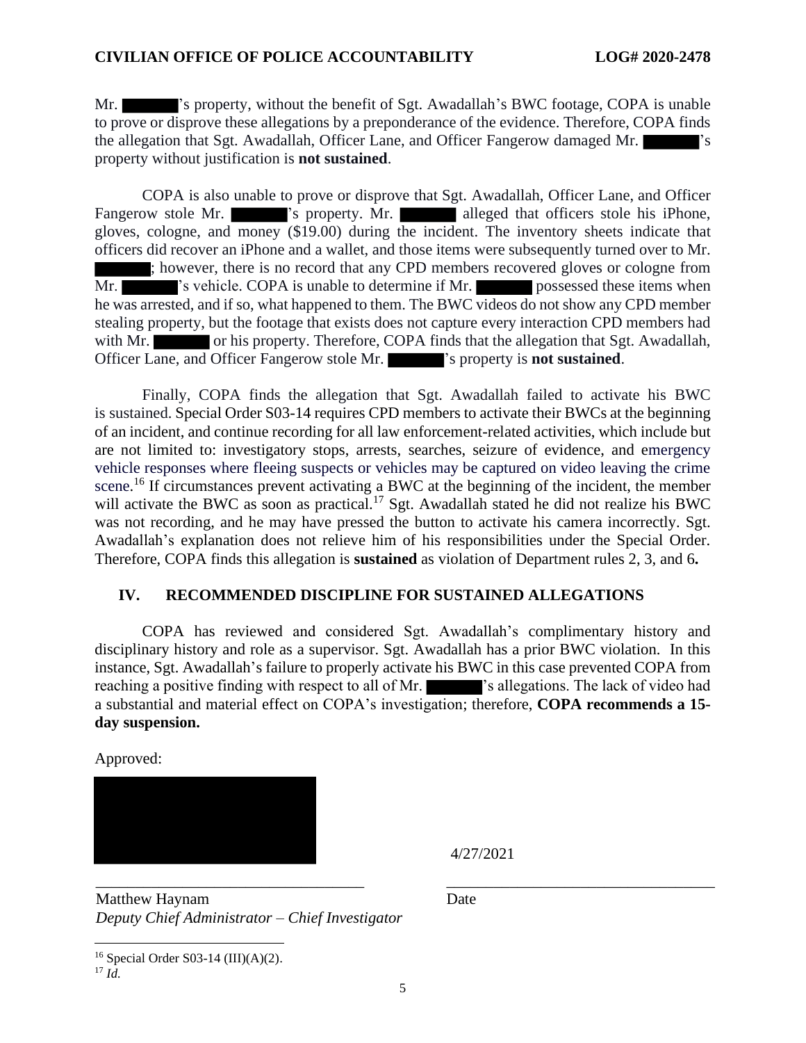Mr. ██████'s property, without the benefit of Sgt. Awadallah's BWC footage, COPA is unable to prove or disprove these allegations by a preponderance of the evidence. Therefore, COPA finds the allegation that Sgt. Awadallah, Officer Lane, and Officer Fangerow damaged Mr. ██████'s property without justification is **not sustained**.

COPA is also unable to prove or disprove that Sgt. Awadallah, Officer Lane, and Officer Fangerow stole Mr. ██████'s property. Mr. ██████ alleged that officers stole his iPhone, gloves, cologne, and money ($19.00) during the incident. The inventory sheets indicate that officers did recover an iPhone and a wallet, and those items were subsequently turned over to Mr. ██████; however, there is no record that any CPD members recovered gloves or cologne from Mr. ██████'s vehicle. COPA is unable to determine if Mr. ██████ possessed these items when he was arrested, and if so, what happened to them. The BWC videos do not show any CPD member stealing property, but the footage that exists does not capture every interaction CPD members had with Mr. ██████ or his property. Therefore, COPA finds that the allegation that Sgt. Awadallah, Officer Lane, and Officer Fangerow stole Mr. ██████'s property is **not sustained**.

Finally, COPA finds the allegation that Sgt. Awadallah failed to activate his BWC is sustained. Special Order S03-14 requires CPD members to activate their BWCs at the beginning of an incident, and continue recording for all law enforcement-related activities, which include but are not limited to: investigatory stops, arrests, searches, seizure of evidence, and emergency vehicle responses where fleeing suspects or vehicles may be captured on video leaving the crime scene.[16] If circumstances prevent activating a BWC at the beginning of the incident, the member will activate the BWC as soon as practical.[17] Sgt. Awadallah stated he did not realize his BWC was not recording, and he may have pressed the button to activate his camera incorrectly. Sgt. Awadallah's explanation does not relieve him of his responsibilities under the Special Order. Therefore, COPA finds this allegation is **sustained** as violation of Department rules 2, 3, and 6**.**

## IV. RECOMMENDED DISCIPLINE FOR SUSTAINED ALLEGATIONS

COPA has reviewed and considered Sgt. Awadallah's complimentary history and disciplinary history and role as a supervisor. Sgt. Awadallah has a prior BWC violation. In this instance, Sgt. Awadallah's failure to properly activate his BWC in this case prevented COPA from reaching a positive finding with respect to all of Mr. ██████'s allegations. The lack of video had a substantial and material effect on COPA's investigation; therefore, **COPA recommends a 15-day suspension.**

Approved:

██████████

4/27/2021

Matthew Haynam
*Deputy Chief Administrator – Chief Investigator*

Date

[16] Special Order S03-14 (III)(A)(2).
[17] *Id.*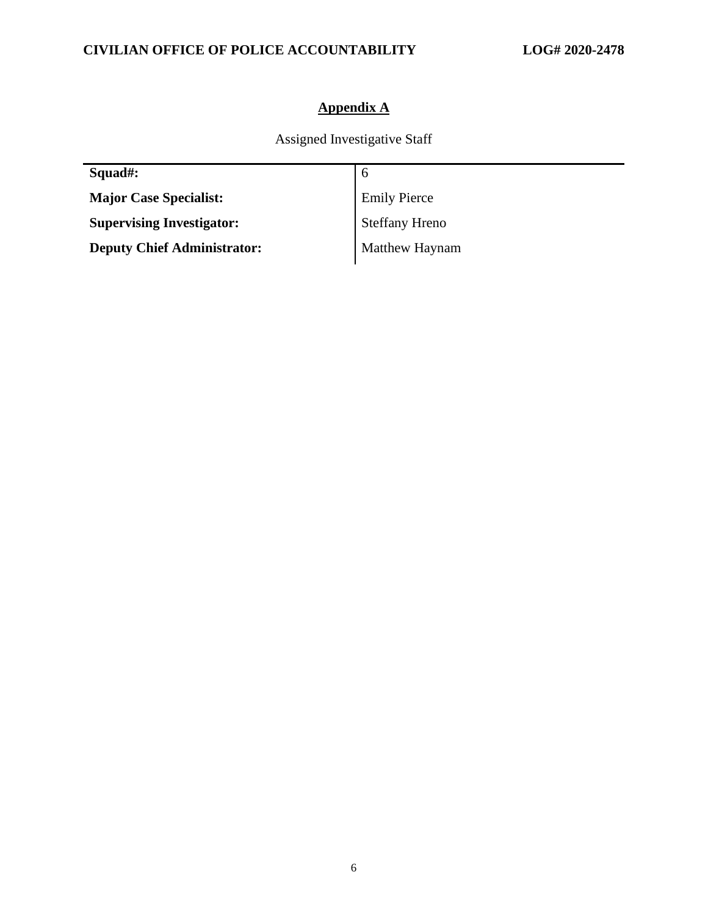## Appendix A

Assigned Investigative Staff

| | |
|---|---|
| **Squad#:** | 6 |
| **Major Case Specialist:** | Emily Pierce |
| **Supervising Investigator:** | Steffany Hreno |
| **Deputy Chief Administrator:** | Matthew Haynam |